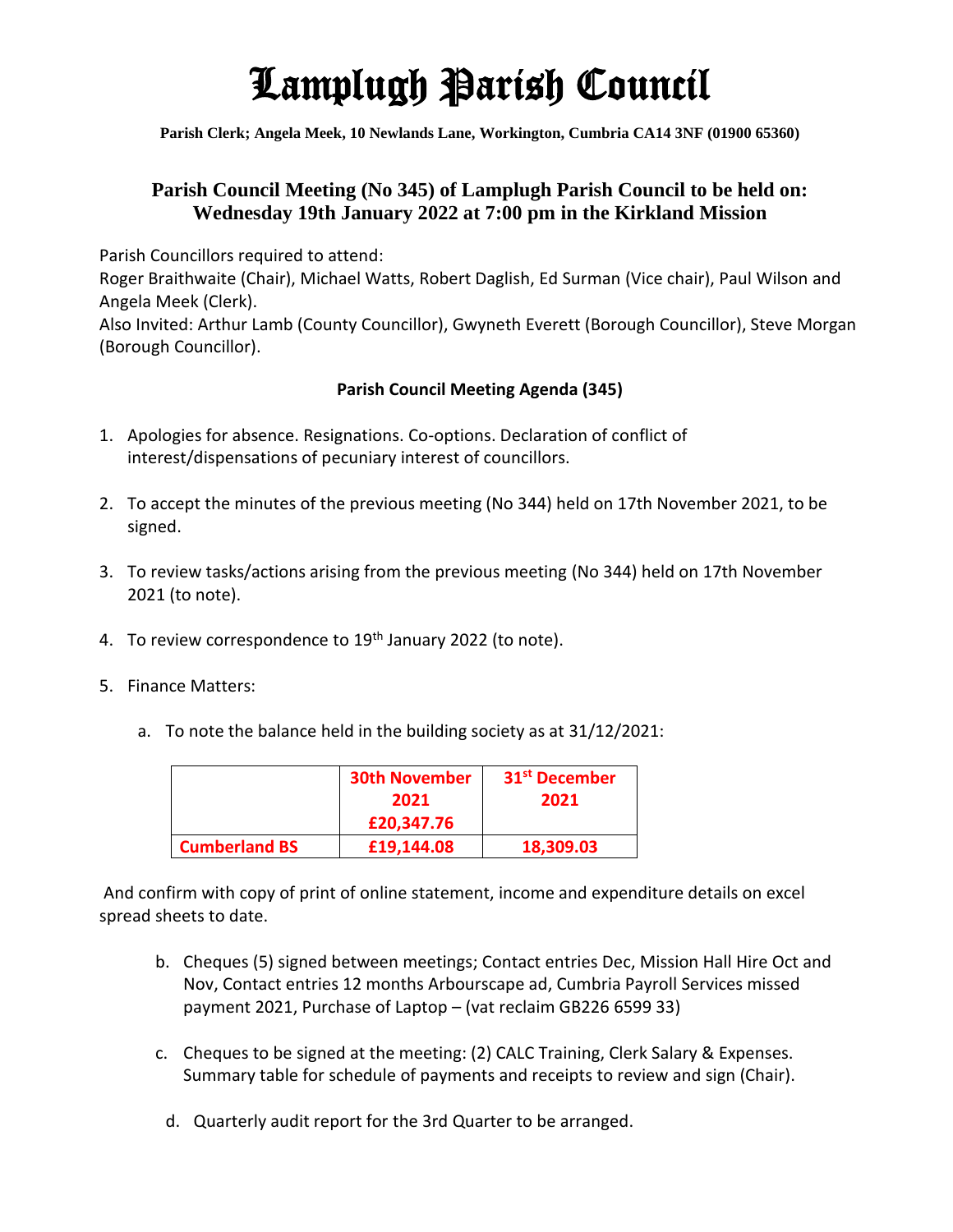# Lamplugh Parish Council

**Parish Clerk; Angela Meek, 10 Newlands Lane, Workington, Cumbria CA14 3NF (01900 65360)**

## Parish Council Meeting (No 345) of Lamplugh Parish Council to be held on: Wednesday 19th January 2022 at 7:00 pm in the Kirkland Mission

Parish Councillors required to attend:
Roger Braithwaite (Chair), Michael Watts, Robert Daglish, Ed Surman (Vice chair), Paul Wilson and Angela Meek (Clerk).
Also Invited: Arthur Lamb (County Councillor), Gwyneth Everett (Borough Councillor), Steve Morgan (Borough Councillor).

### Parish Council Meeting Agenda (345)

1. Apologies for absence. Resignations. Co-options. Declaration of conflict of interest/dispensations of pecuniary interest of councillors.

2. To accept the minutes of the previous meeting (No 344) held on 17th November 2021, to be signed.

3. To review tasks/actions arising from the previous meeting (No 344) held on 17th November 2021 (to note).

4. To review correspondence to 19th January 2022 (to note).

5. Finance Matters:

   a. To note the balance held in the building society as at 31/12/2021:

| | **30th November 2021 £20,347.76** | **31st December 2021** |
|---|---|---|
| **Cumberland BS** | **£19,144.08** | **18,309.03** |

And confirm with copy of print of online statement, income and expenditure details on excel spread sheets to date.

   b. Cheques (5) signed between meetings; Contact entries Dec, Mission Hall Hire Oct and Nov, Contact entries 12 months Arbourscape ad, Cumbria Payroll Services missed payment 2021, Purchase of Laptop – (vat reclaim GB226 6599 33)

   c. Cheques to be signed at the meeting: (2) CALC Training, Clerk Salary & Expenses. Summary table for schedule of payments and receipts to review and sign (Chair).

   d. Quarterly audit report for the 3rd Quarter to be arranged.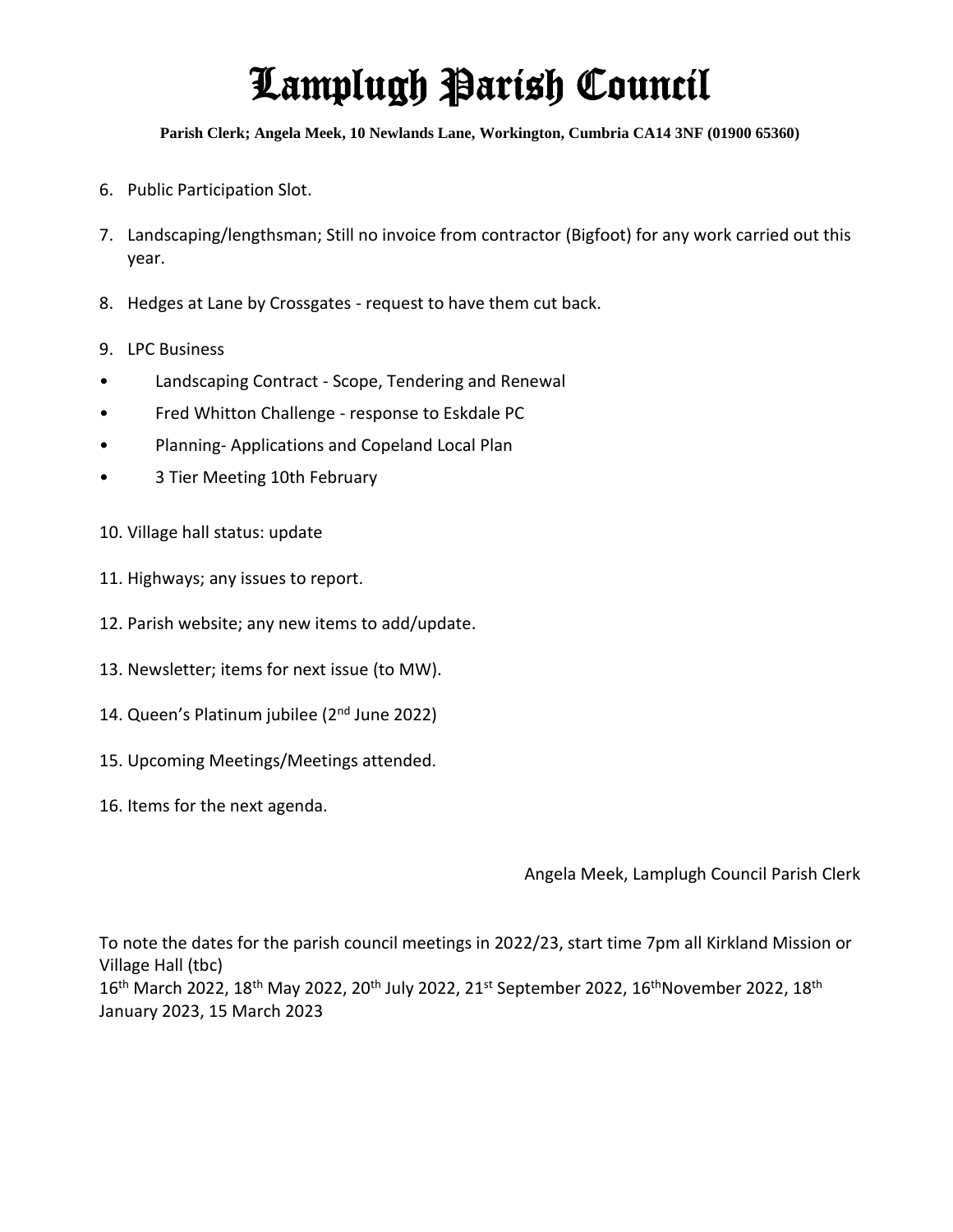# Lamplugh Parish Council

**Parish Clerk; Angela Meek, 10 Newlands Lane, Workington, Cumbria CA14 3NF (01900 65360)**

6. Public Participation Slot.

7. Landscaping/lengthsman; Still no invoice from contractor (Bigfoot) for any work carried out this year.

8. Hedges at Lane by Crossgates - request to have them cut back.

9. LPC Business

- Landscaping Contract - Scope, Tendering and Renewal
- Fred Whitton Challenge - response to Eskdale PC
- Planning- Applications and Copeland Local Plan
- 3 Tier Meeting 10th February

10. Village hall status: update

11. Highways; any issues to report.

12. Parish website; any new items to add/update.

13. Newsletter; items for next issue (to MW).

14. Queen's Platinum jubilee (2nd June 2022)

15. Upcoming Meetings/Meetings attended.

16. Items for the next agenda.

Angela Meek, Lamplugh Council Parish Clerk

To note the dates for the parish council meetings in 2022/23, start time 7pm all Kirkland Mission or Village Hall (tbc)
16th March 2022, 18th May 2022, 20th July 2022, 21st September 2022, 16thNovember 2022, 18th January 2023, 15 March 2023